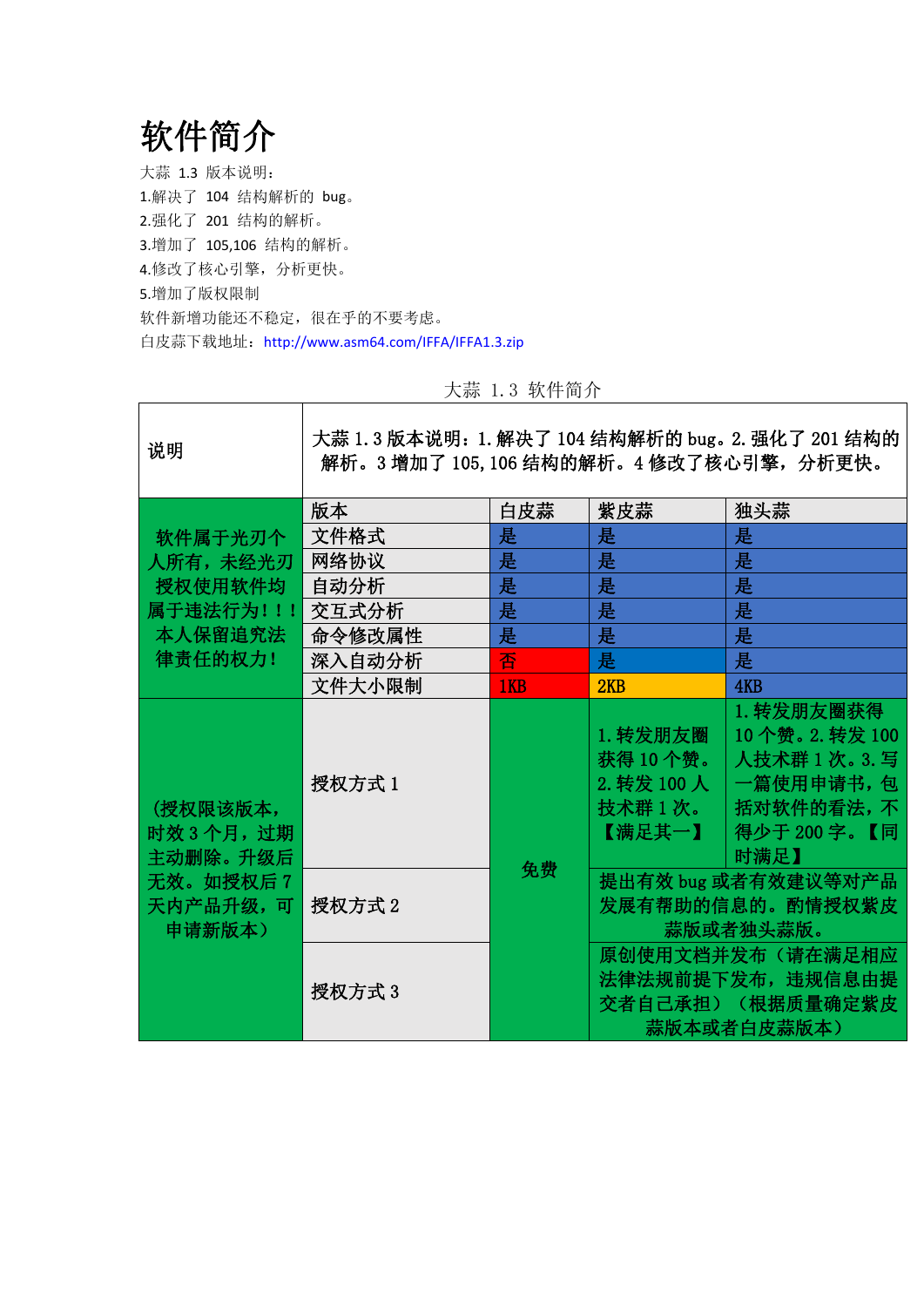# 软件简介

大蒜 1.3 版本说明：

1.解决了 104 结构解析的 bug。

2.强化了 201 结构的解析。

3.增加了 105,106 结构的解析。

4.修改了核心引擎，分析更快。

5.增加了版权限制

软件新增功能还不稳定，很在乎的不要考虑。

白皮蒜下载地址：http://www.asm64.com/IFFA/IFFA1.3.zip

大蒜 1.3 软件简介

| 说明 | 大蒜 1.3 版本说明：1.解决了 104 结构解析的 bug。2.强化了 201 结构的解析。3 增加了 105,106 结构的解析。4 修改了核心引擎，分析更快。 | | | |
|---|---|---|---|---|
| 软件属于光刃个人所有，未经光刃授权使用软件均属于违法行为！！！本人保留追究法律责任的权力！ | 版本 | 白皮蒜 | 紫皮蒜 | 独头蒜 |
| | 文件格式 | 是 | 是 | 是 |
| | 网络协议 | 是 | 是 | 是 |
| | 自动分析 | 是 | 是 | 是 |
| | 交互式分析 | 是 | 是 | 是 |
| | 命令修改属性 | 是 | 是 | 是 |
| | 深入自动分析 | 否 | 是 | 是 |
| | 文件大小限制 | 1KB | 2KB | 4KB |
| (授权限该版本，时效 3 个月，过期主动删除。升级后无效。如授权后 7 天内产品升级，可申请新版本) | 授权方式 1 | 免费 | 1.转发朋友圈获得 10 个赞。2.转发 100 人技术群 1 次。【满足其一】 | 1.转发朋友圈获得 10 个赞。2.转发 100 人技术群 1 次。3.写一篇使用申请书，包括对软件的看法，不得少于 200 字。【同时满足】 |
| | 授权方式 2 | | 提出有效 bug 或者有效建议等对产品发展有帮助的信息的。酌情授权紫皮蒜版或者独头蒜版。 | |
| | 授权方式 3 | | 原创使用文档并发布（请在满足相应法律法规前提下发布，违规信息由提交者自己承担）（根据质量确定紫皮蒜版本或者白皮蒜版本） | |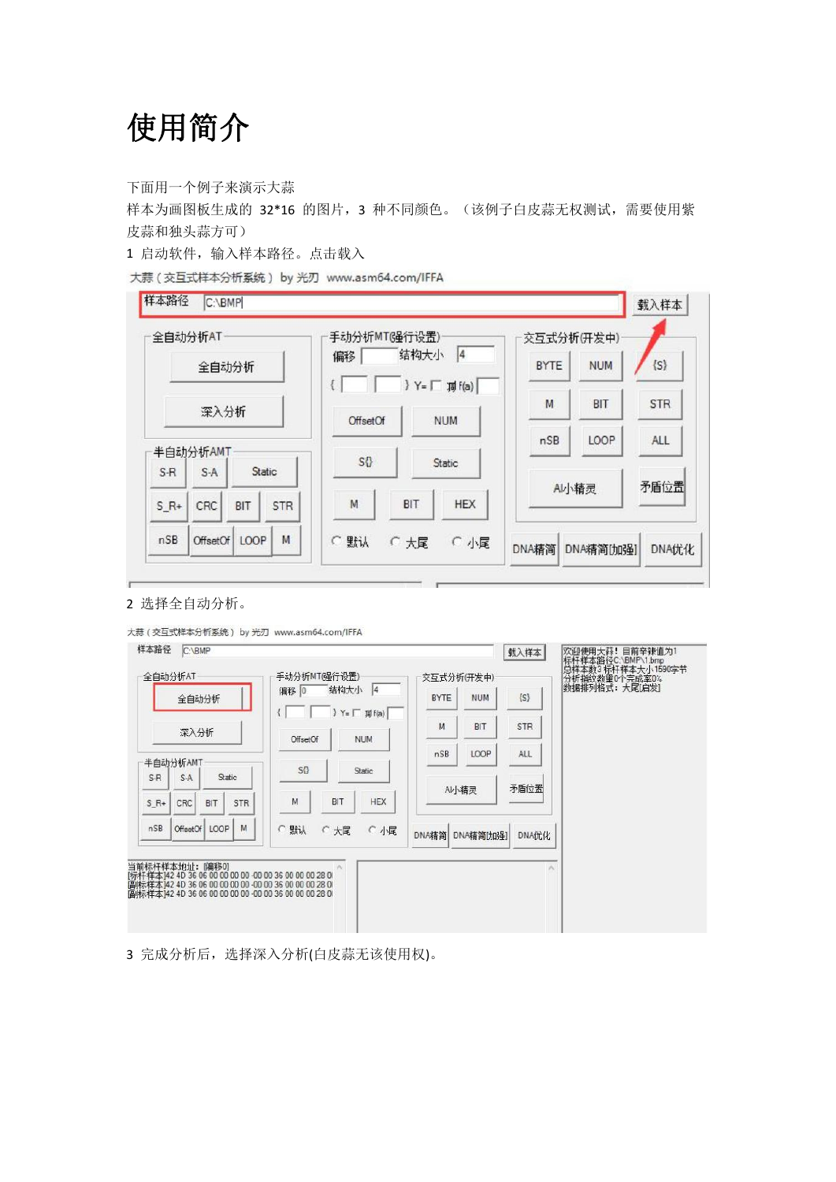# 使用简介

下面用一个例子来演示大蒜

样本为画图板生成的 32*16 的图片，3 种不同颜色。（该例子白皮蒜无权测试，需要使用紫皮蒜和独头蒜方可）

1 启动软件，输入样本路径。点击载入

2 选择全自动分析。

3 完成分析后，选择深入分析(白皮蒜无该使用权)。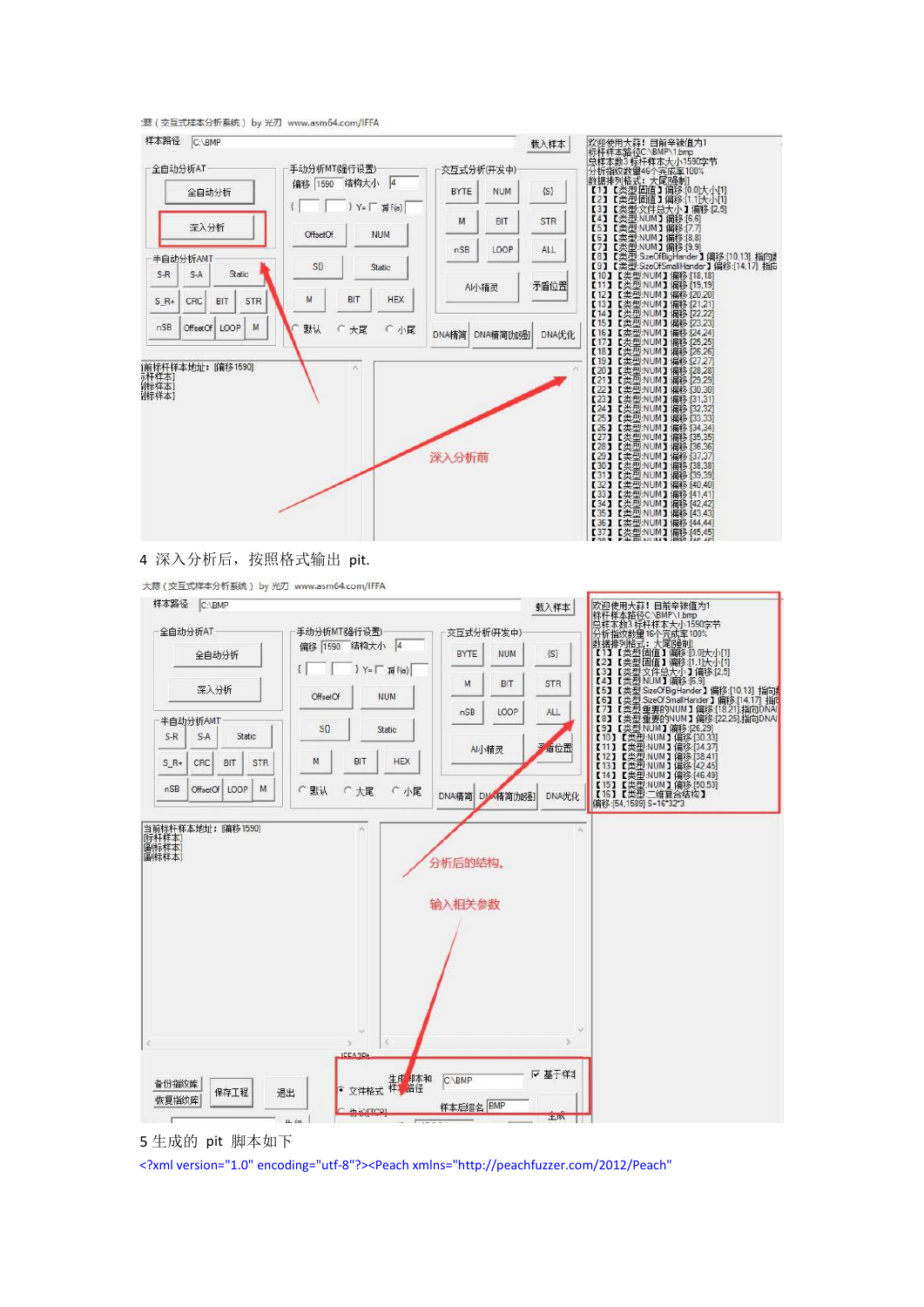4 深入分析后，按照格式输出 pit.

5 生成的 pit 脚本如下

<?xml version="1.0" encoding="utf-8"?><Peach xmlns="http://peachfuzzer.com/2012/Peach"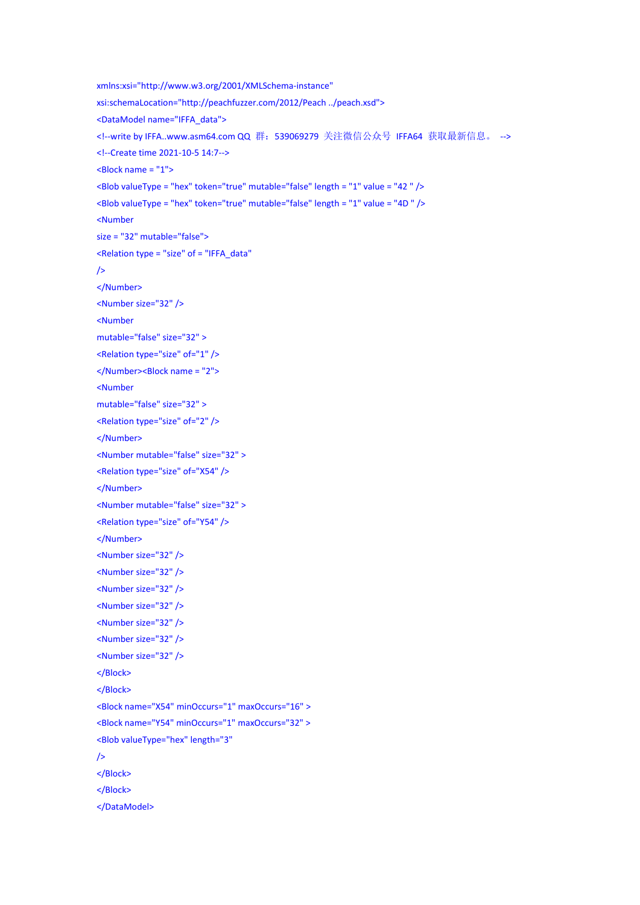```
xmlns:xsi="http://www.w3.org/2001/XMLSchema-instance"
xsi:schemaLocation="http://peachfuzzer.com/2012/Peach ../peach.xsd">
<DataModel name="IFFA_data">
<!--write by IFFA..www.asm64.com QQ 群：539069279 关注微信公众号 IFFA64 获取最新信息。 -->
<!--Create time 2021-10-5 14:7-->
<Block name = "1">
<Blob valueType = "hex" token="true" mutable="false" length = "1" value = "42 " />
<Blob valueType = "hex" token="true" mutable="false" length = "1" value = "4D " />
<Number
size = "32" mutable="false">
<Relation type = "size" of = "IFFA_data"
/>
</Number>
<Number size="32" />
<Number
mutable="false" size="32" >
<Relation type="size" of="1" />
</Number><Block name = "2">
<Number
mutable="false" size="32" >
<Relation type="size" of="2" />
</Number>
<Number mutable="false" size="32" >
<Relation type="size" of="X54" />
</Number>
<Number mutable="false" size="32" >
<Relation type="size" of="Y54" />
</Number>
<Number size="32" />
<Number size="32" />
<Number size="32" />
<Number size="32" />
<Number size="32" />
<Number size="32" />
<Number size="32" />
</Block>
</Block>
<Block name="X54" minOccurs="1" maxOccurs="16" >
<Block name="Y54" minOccurs="1" maxOccurs="32" >
<Blob valueType="hex" length="3"
/>
</Block>
</Block>
</DataModel>
```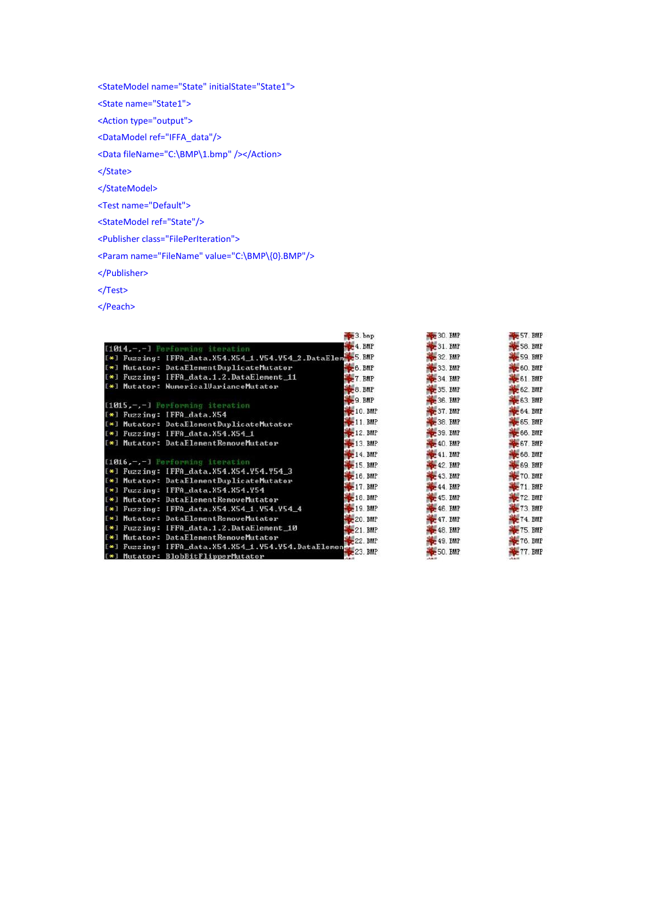```
<StateModel name="State" initialState="State1">
<State name="State1">
<Action type="output">
<DataModel ref="IFFA_data"/>
<Data fileName="C:\BMP\1.bmp" /></Action>
</State>
</StateModel>
<Test name="Default">
<StateModel ref="State"/>
<Publisher class="FilePerIteration">
<Param name="FileName" value="C:\BMP\{0}.BMP"/>
</Publisher>
</Test>
</Peach>
```

```
[1014,-,-] Performing iteration
[*] Fuzzing: IFFA_data.X54.X54_1.Y54.Y54_2.DataElem
[*] Mutator: DataElementDuplicateMutator
[*] Fuzzing: IFFA_data.1.2.DataElement_11
[*] Mutator: NumericalVarianceMutator

[1015,-,-] Performing iteration
[*] Fuzzing: IFFA_data.X54
[*] Mutator: DataElementDuplicateMutator
[*] Fuzzing: IFFA_data.X54.X54_1
[*] Mutator: DataElementRemoveMutator

[1016,-,-] Performing iteration
[*] Fuzzing: IFFA_data.X54.X54.Y54.Y54_3
[*] Mutator: DataElementDuplicateMutator
[*] Fuzzing: IFFA_data.X54.X54.Y54
[*] Mutator: DataElementRemoveMutator
[*] Fuzzing: IFFA_data.X54.X54_1.Y54.Y54_4
[*] Mutator: DataElementRemoveMutator
[*] Fuzzing: IFFA_data.1.2.DataElement_10
[*] Mutator: DataElementRemoveMutator
[*] Fuzzing: IFFA_data.X54.X54_1.Y54.DataElemen
[*] Mutator: BlobBitFlipperMutator
```

3.bmp  
4.BMP  
5.BMP  
6.BMP  
7.BMP  
8.BMP  
9.BMP  
10.BMP  
11.BMP  
12.BMP  
13.BMP  
14.BMP  
15.BMP  
16.BMP  
17.BMP  
18.BMP  
19.BMP  
20.BMP  
21.BMP  
22.BMP  
23.BMP  
30.BMP  
31.BMP  
32.BMP  
33.BMP  
34.BMP  
35.BMP  
36.BMP  
37.BMP  
38.BMP  
39.BMP  
40.BMP  
41.BMP  
42.BMP  
43.BMP  
44.BMP  
45.BMP  
46.BMP  
47.BMP  
48.BMP  
49.BMP  
50.BMP  
57.BMP  
58.BMP  
59.BMP  
60.BMP  
61.BMP  
62.BMP  
63.BMP  
64.BMP  
65.BMP  
66.BMP  
67.BMP  
68.BMP  
69.BMP  
70.BMP  
71.BMP  
72.BMP  
73.BMP  
74.BMP  
75.BMP  
76.BMP  
77.BMP